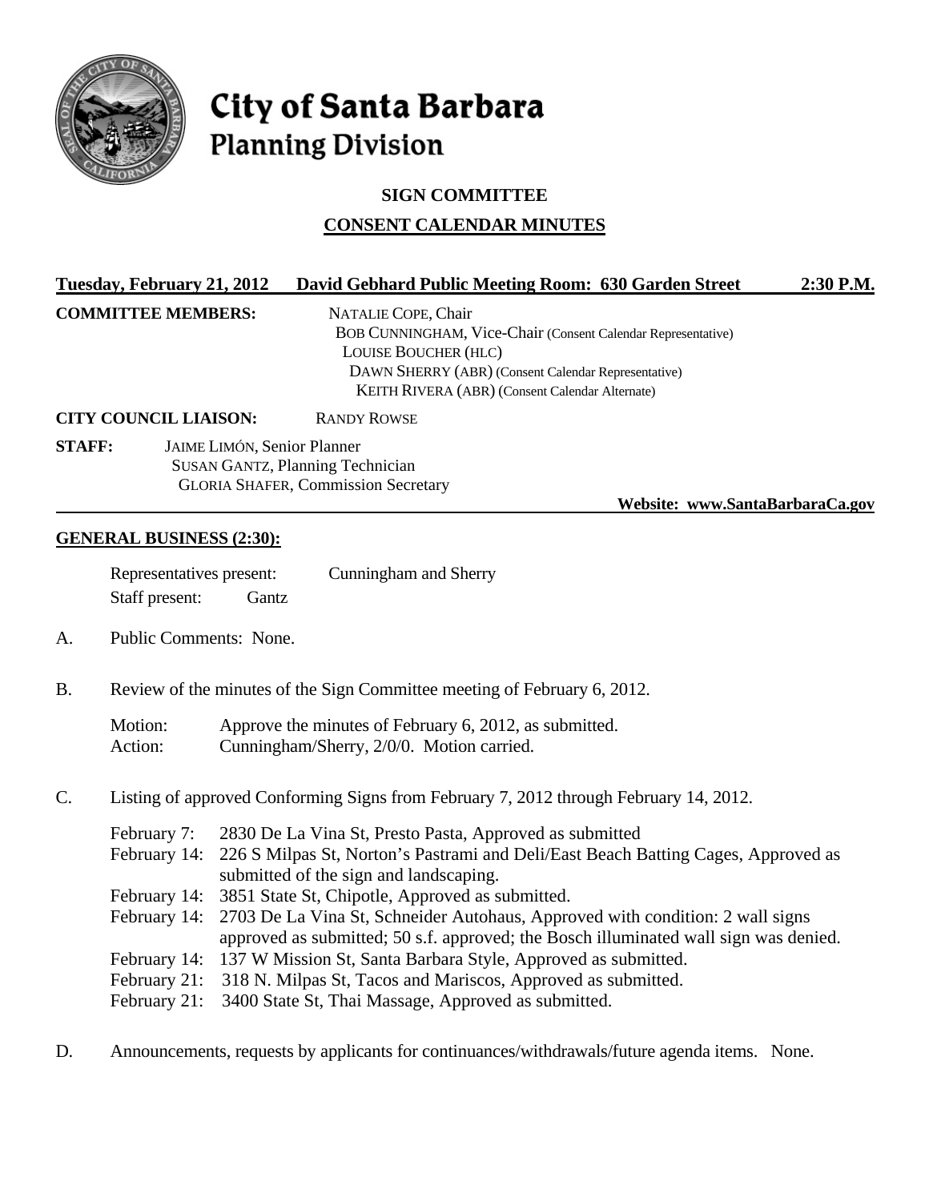# City of Santa Barbara
## Planning Division

### SIGN COMMITTEE

### CONSENT CALENDAR MINUTES

**Tuesday, February 21, 2012 David Gebhard Public Meeting Room: 630 Garden Street 2:30 P.M.**

**COMMITTEE MEMBERS:**
NATALIE COPE, Chair
BOB CUNNINGHAM, Vice-Chair (Consent Calendar Representative)
LOUISE BOUCHER (HLC)
DAWN SHERRY (ABR) (Consent Calendar Representative)
KEITH RIVERA (ABR) (Consent Calendar Alternate)

**CITY COUNCIL LIAISON:** RANDY ROWSE

**STAFF:**
JAIME LIMÓN, Senior Planner
SUSAN GANTZ, Planning Technician
GLORIA SHAFER, Commission Secretary

**Website: www.SantaBarbaraCa.gov**

## GENERAL BUSINESS (2:30):

Representatives present: Cunningham and Sherry
Staff present: Gantz

A. Public Comments: None.

B. Review of the minutes of the Sign Committee meeting of February 6, 2012.

Motion: Approve the minutes of February 6, 2012, as submitted.
Action: Cunningham/Sherry, 2/0/0. Motion carried.

C. Listing of approved Conforming Signs from February 7, 2012 through February 14, 2012.

February 7: 2830 De La Vina St, Presto Pasta, Approved as submitted
February 14: 226 S Milpas St, Norton's Pastrami and Deli/East Beach Batting Cages, Approved as submitted of the sign and landscaping.
February 14: 3851 State St, Chipotle, Approved as submitted.
February 14: 2703 De La Vina St, Schneider Autohaus, Approved with condition: 2 wall signs approved as submitted; 50 s.f. approved; the Bosch illuminated wall sign was denied.
February 14: 137 W Mission St, Santa Barbara Style, Approved as submitted.
February 21: 318 N. Milpas St, Tacos and Mariscos, Approved as submitted.
February 21: 3400 State St, Thai Massage, Approved as submitted.

D. Announcements, requests by applicants for continuances/withdrawals/future agenda items. None.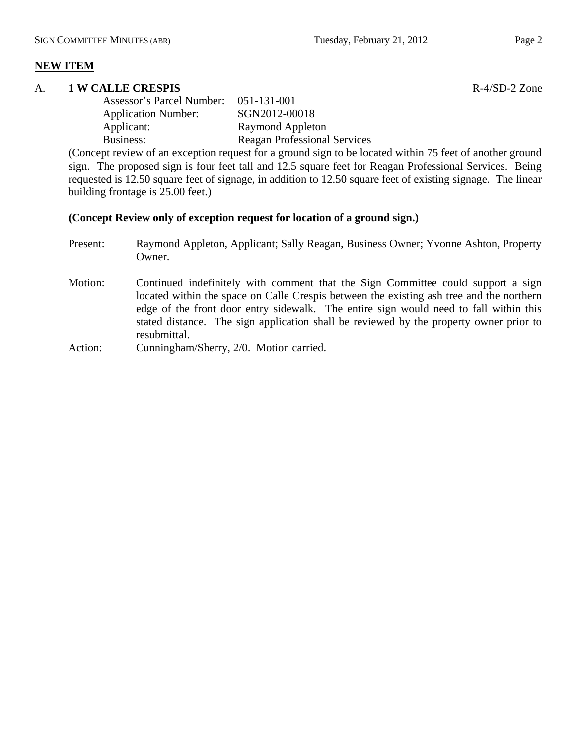## NEW ITEM

**A. 1 W CALLE CRESPIS** R-4/SD-2 Zone

Assessor's Parcel Number: 051-131-001
Application Number: SGN2012-00018
Applicant: Raymond Appleton
Business: Reagan Professional Services

(Concept review of an exception request for a ground sign to be located within 75 feet of another ground sign. The proposed sign is four feet tall and 12.5 square feet for Reagan Professional Services. Being requested is 12.50 square feet of signage, in addition to 12.50 square feet of existing signage. The linear building frontage is 25.00 feet.)

**(Concept Review only of exception request for location of a ground sign.)**

Present: Raymond Appleton, Applicant; Sally Reagan, Business Owner; Yvonne Ashton, Property Owner.

Motion: Continued indefinitely with comment that the Sign Committee could support a sign located within the space on Calle Crespis between the existing ash tree and the northern edge of the front door entry sidewalk. The entire sign would need to fall within this stated distance. The sign application shall be reviewed by the property owner prior to resubmittal.

Action: Cunningham/Sherry, 2/0. Motion carried.